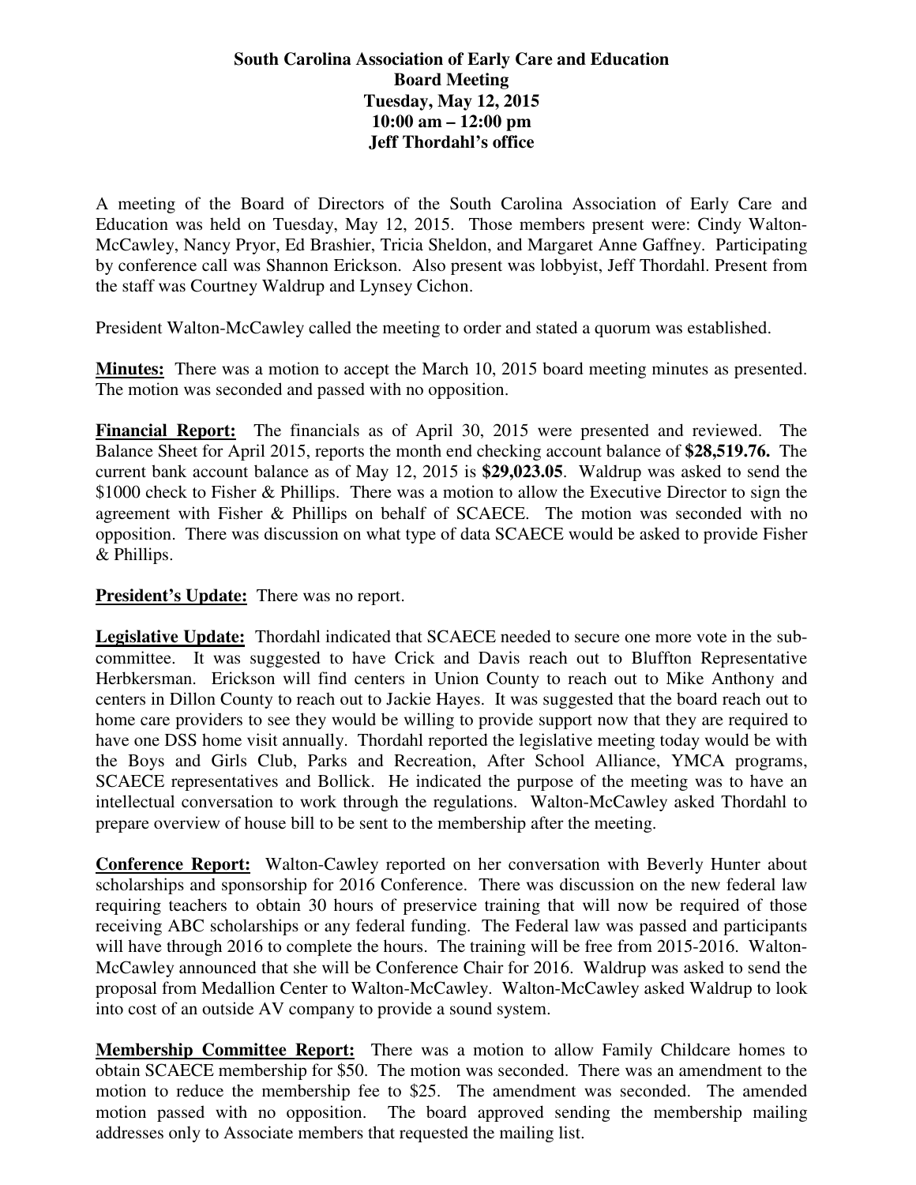**South Carolina Association of Early Care and Education**
**Board Meeting**
**Tuesday, May 12, 2015**
**10:00 am – 12:00 pm**
**Jeff Thordahl's office**

A meeting of the Board of Directors of the South Carolina Association of Early Care and Education was held on Tuesday, May 12, 2015. Those members present were: Cindy Walton-McCawley, Nancy Pryor, Ed Brashier, Tricia Sheldon, and Margaret Anne Gaffney. Participating by conference call was Shannon Erickson. Also present was lobbyist, Jeff Thordahl. Present from the staff was Courtney Waldrup and Lynsey Cichon.

President Walton-McCawley called the meeting to order and stated a quorum was established.

**Minutes:** There was a motion to accept the March 10, 2015 board meeting minutes as presented. The motion was seconded and passed with no opposition.

**Financial Report:** The financials as of April 30, 2015 were presented and reviewed. The Balance Sheet for April 2015, reports the month end checking account balance of **$28,519.76.** The current bank account balance as of May 12, 2015 is **$29,023.05**. Waldrup was asked to send the $1000 check to Fisher & Phillips. There was a motion to allow the Executive Director to sign the agreement with Fisher & Phillips on behalf of SCAECE. The motion was seconded with no opposition. There was discussion on what type of data SCAECE would be asked to provide Fisher & Phillips.

**President's Update:** There was no report.

**Legislative Update:** Thordahl indicated that SCAECE needed to secure one more vote in the sub-committee. It was suggested to have Crick and Davis reach out to Bluffton Representative Herbkersman. Erickson will find centers in Union County to reach out to Mike Anthony and centers in Dillon County to reach out to Jackie Hayes. It was suggested that the board reach out to home care providers to see they would be willing to provide support now that they are required to have one DSS home visit annually. Thordahl reported the legislative meeting today would be with the Boys and Girls Club, Parks and Recreation, After School Alliance, YMCA programs, SCAECE representatives and Bollick. He indicated the purpose of the meeting was to have an intellectual conversation to work through the regulations. Walton-McCawley asked Thordahl to prepare overview of house bill to be sent to the membership after the meeting.

**Conference Report:** Walton-Cawley reported on her conversation with Beverly Hunter about scholarships and sponsorship for 2016 Conference. There was discussion on the new federal law requiring teachers to obtain 30 hours of preservice training that will now be required of those receiving ABC scholarships or any federal funding. The Federal law was passed and participants will have through 2016 to complete the hours. The training will be free from 2015-2016. Walton-McCawley announced that she will be Conference Chair for 2016. Waldrup was asked to send the proposal from Medallion Center to Walton-McCawley. Walton-McCawley asked Waldrup to look into cost of an outside AV company to provide a sound system.

**Membership Committee Report:** There was a motion to allow Family Childcare homes to obtain SCAECE membership for $50. The motion was seconded. There was an amendment to the motion to reduce the membership fee to $25. The amendment was seconded. The amended motion passed with no opposition. The board approved sending the membership mailing addresses only to Associate members that requested the mailing list.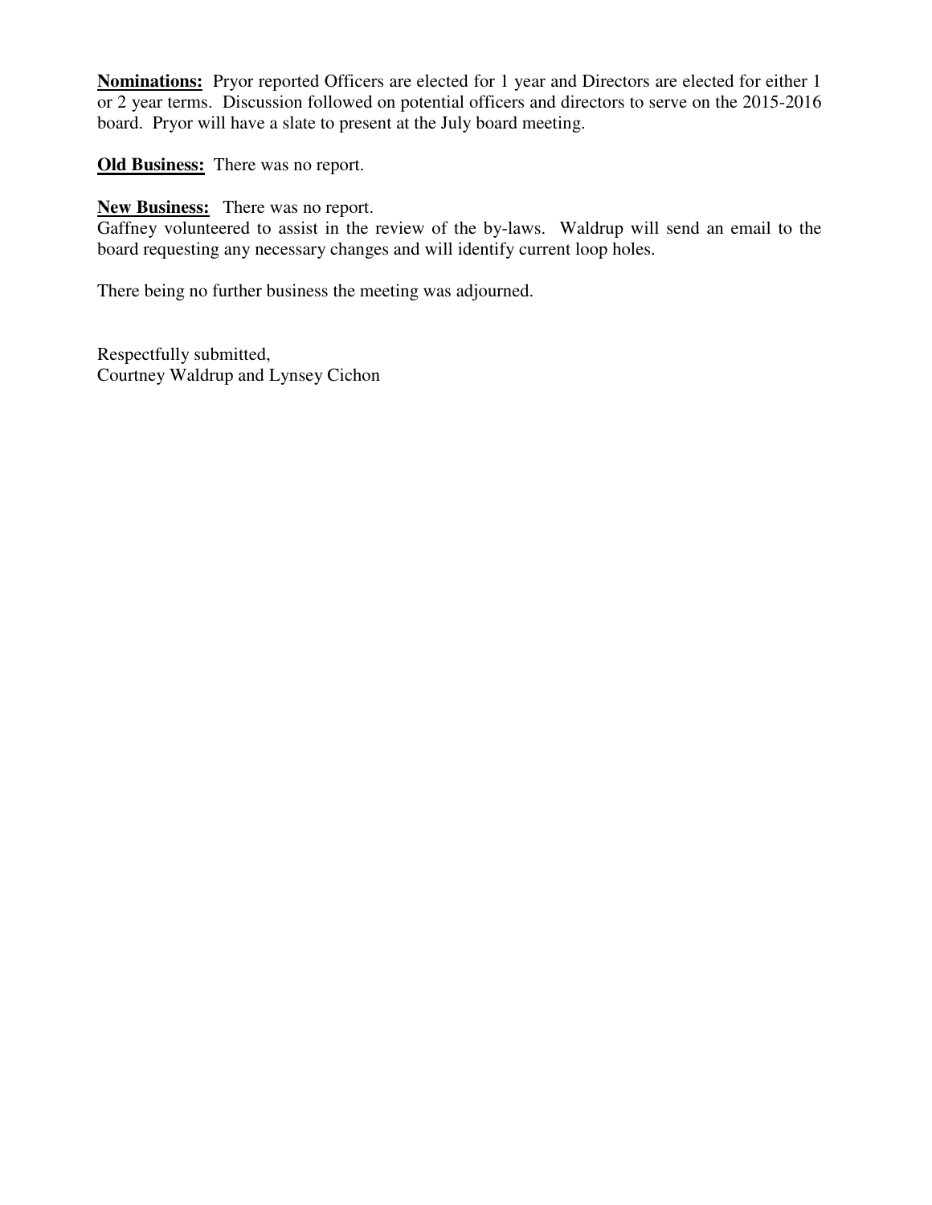**<u>Nominations:</u>** Pryor reported Officers are elected for 1 year and Directors are elected for either 1 or 2 year terms. Discussion followed on potential officers and directors to serve on the 2015-2016 board. Pryor will have a slate to present at the July board meeting.

**<u>Old Business:</u>** There was no report.

**<u>New Business:</u>** There was no report.
Gaffney volunteered to assist in the review of the by-laws. Waldrup will send an email to the board requesting any necessary changes and will identify current loop holes.

There being no further business the meeting was adjourned.

Respectfully submitted,
Courtney Waldrup and Lynsey Cichon